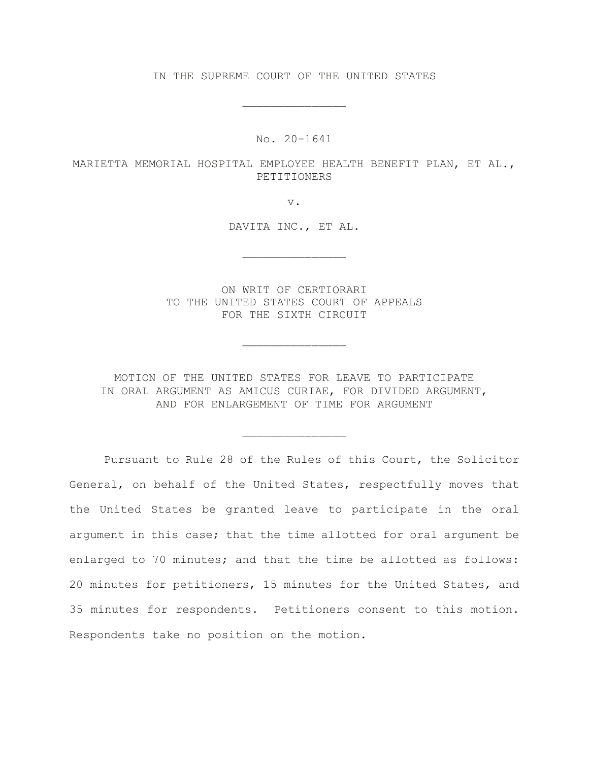IN THE SUPREME COURT OF THE UNITED STATES

---

No. 20-1641

MARIETTA MEMORIAL HOSPITAL EMPLOYEE HEALTH BENEFIT PLAN, ET AL., PETITIONERS

v.

DAVITA INC., ET AL.

---

ON WRIT OF CERTIORARI
TO THE UNITED STATES COURT OF APPEALS
FOR THE SIXTH CIRCUIT

---

MOTION OF THE UNITED STATES FOR LEAVE TO PARTICIPATE
IN ORAL ARGUMENT AS AMICUS CURIAE, FOR DIVIDED ARGUMENT,
AND FOR ENLARGEMENT OF TIME FOR ARGUMENT

---

Pursuant to Rule 28 of the Rules of this Court, the Solicitor General, on behalf of the United States, respectfully moves that the United States be granted leave to participate in the oral argument in this case; that the time allotted for oral argument be enlarged to 70 minutes; and that the time be allotted as follows: 20 minutes for petitioners, 15 minutes for the United States, and 35 minutes for respondents. Petitioners consent to this motion. Respondents take no position on the motion.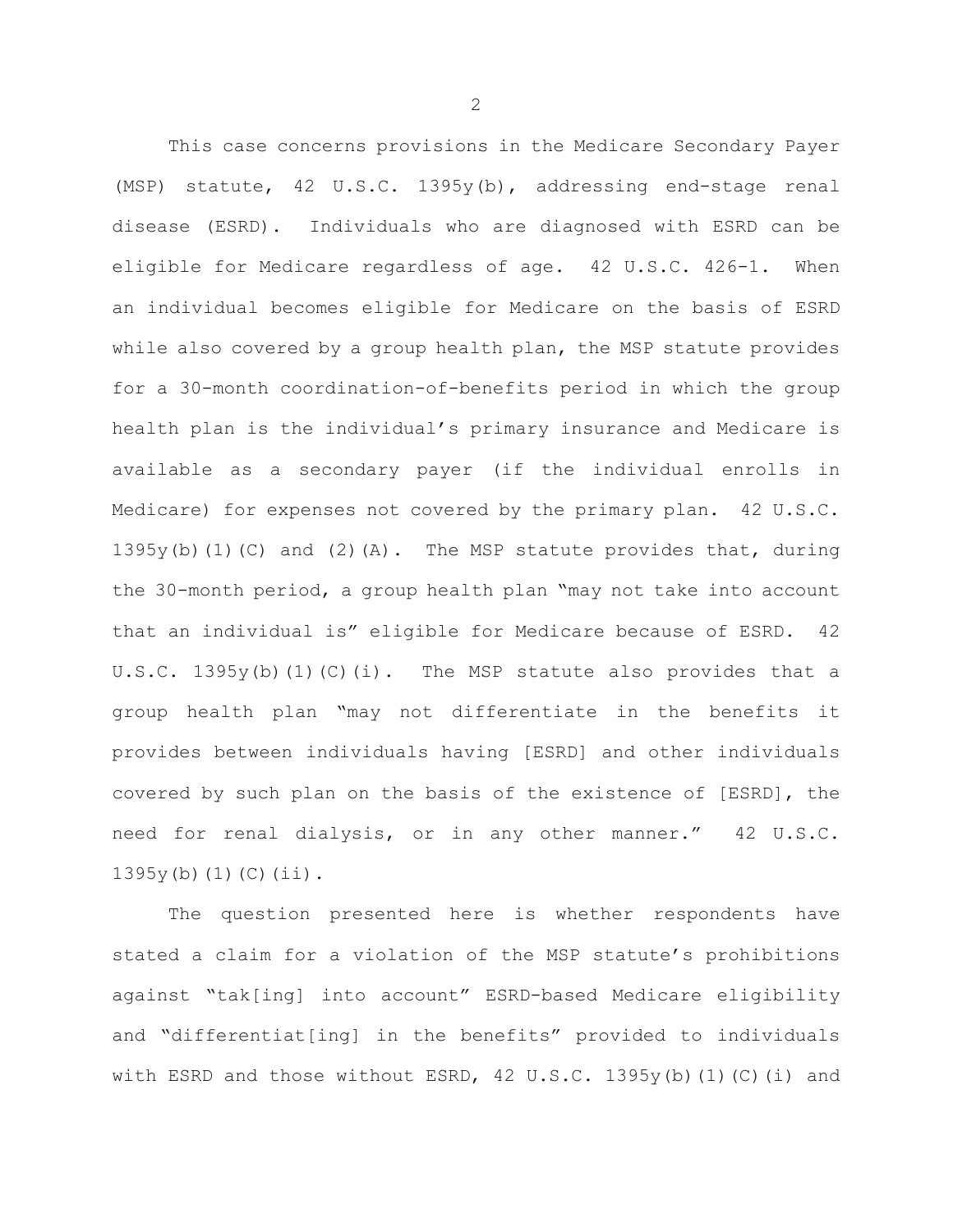This case concerns provisions in the Medicare Secondary Payer (MSP) statute, 42 U.S.C. 1395y(b), addressing end-stage renal disease (ESRD). Individuals who are diagnosed with ESRD can be eligible for Medicare regardless of age. 42 U.S.C. 426-1. When an individual becomes eligible for Medicare on the basis of ESRD while also covered by a group health plan, the MSP statute provides for a 30-month coordination-of-benefits period in which the group health plan is the individual's primary insurance and Medicare is available as a secondary payer (if the individual enrolls in Medicare) for expenses not covered by the primary plan. 42 U.S.C. 1395y(b)(1)(C) and (2)(A). The MSP statute provides that, during the 30-month period, a group health plan "may not take into account that an individual is" eligible for Medicare because of ESRD. 42 U.S.C. 1395y(b)(1)(C)(i). The MSP statute also provides that a group health plan "may not differentiate in the benefits it provides between individuals having [ESRD] and other individuals covered by such plan on the basis of the existence of [ESRD], the need for renal dialysis, or in any other manner." 42 U.S.C. 1395y(b)(1)(C)(ii).

The question presented here is whether respondents have stated a claim for a violation of the MSP statute's prohibitions against "tak[ing] into account" ESRD-based Medicare eligibility and "differentiat[ing] in the benefits" provided to individuals with ESRD and those without ESRD, 42 U.S.C. 1395y(b)(1)(C)(i) and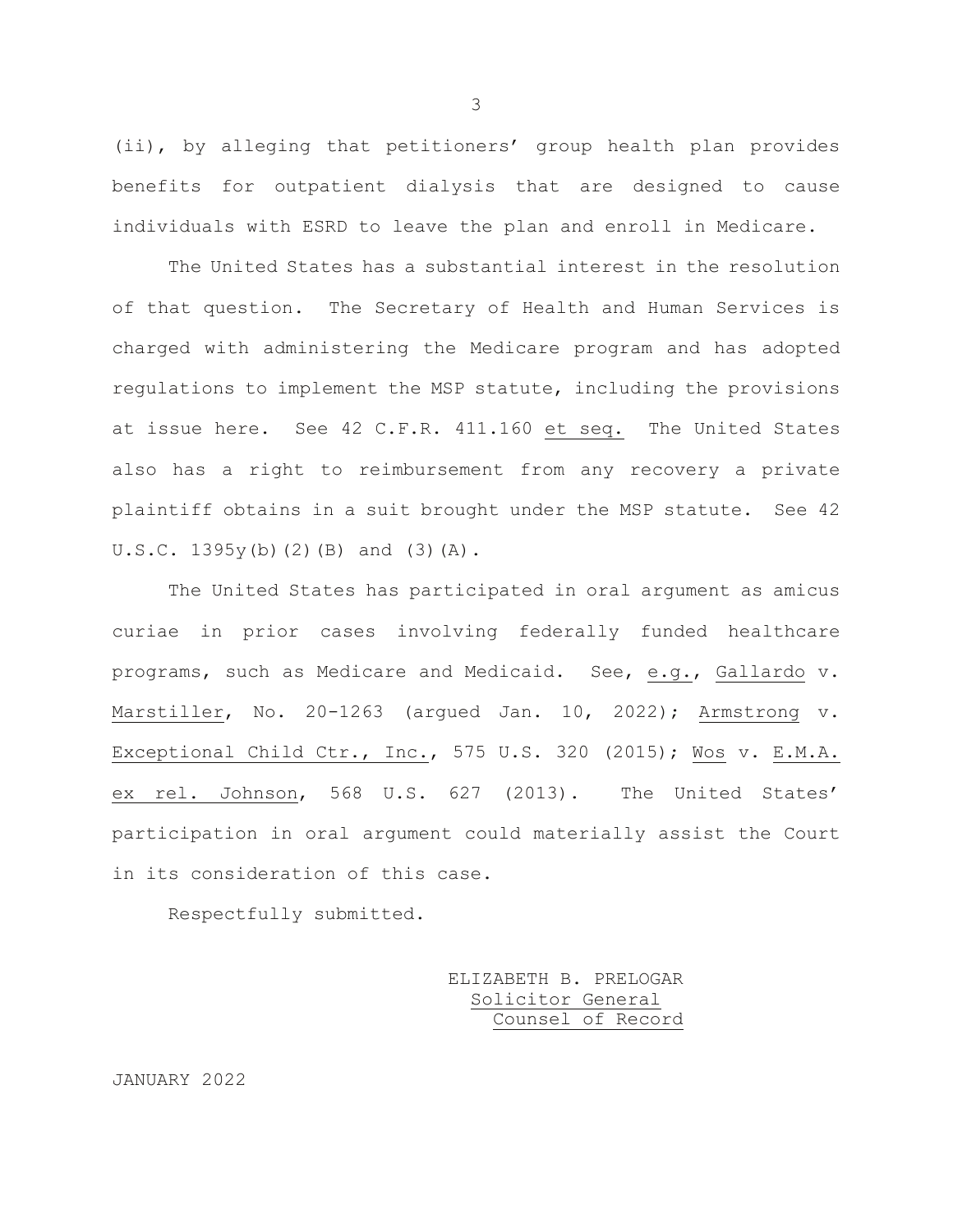(ii), by alleging that petitioners' group health plan provides benefits for outpatient dialysis that are designed to cause individuals with ESRD to leave the plan and enroll in Medicare.

The United States has a substantial interest in the resolution of that question. The Secretary of Health and Human Services is charged with administering the Medicare program and has adopted regulations to implement the MSP statute, including the provisions at issue here. See 42 C.F.R. 411.160 et seq. The United States also has a right to reimbursement from any recovery a private plaintiff obtains in a suit brought under the MSP statute. See 42 U.S.C. 1395y(b)(2)(B) and (3)(A).

The United States has participated in oral argument as amicus curiae in prior cases involving federally funded healthcare programs, such as Medicare and Medicaid. See, e.g., Gallardo v. Marstiller, No. 20-1263 (argued Jan. 10, 2022); Armstrong v. Exceptional Child Ctr., Inc., 575 U.S. 320 (2015); Wos v. E.M.A. ex rel. Johnson, 568 U.S. 627 (2013). The United States' participation in oral argument could materially assist the Court in its consideration of this case.

Respectfully submitted.

ELIZABETH B. PRELOGAR
Solicitor General
Counsel of Record

JANUARY 2022